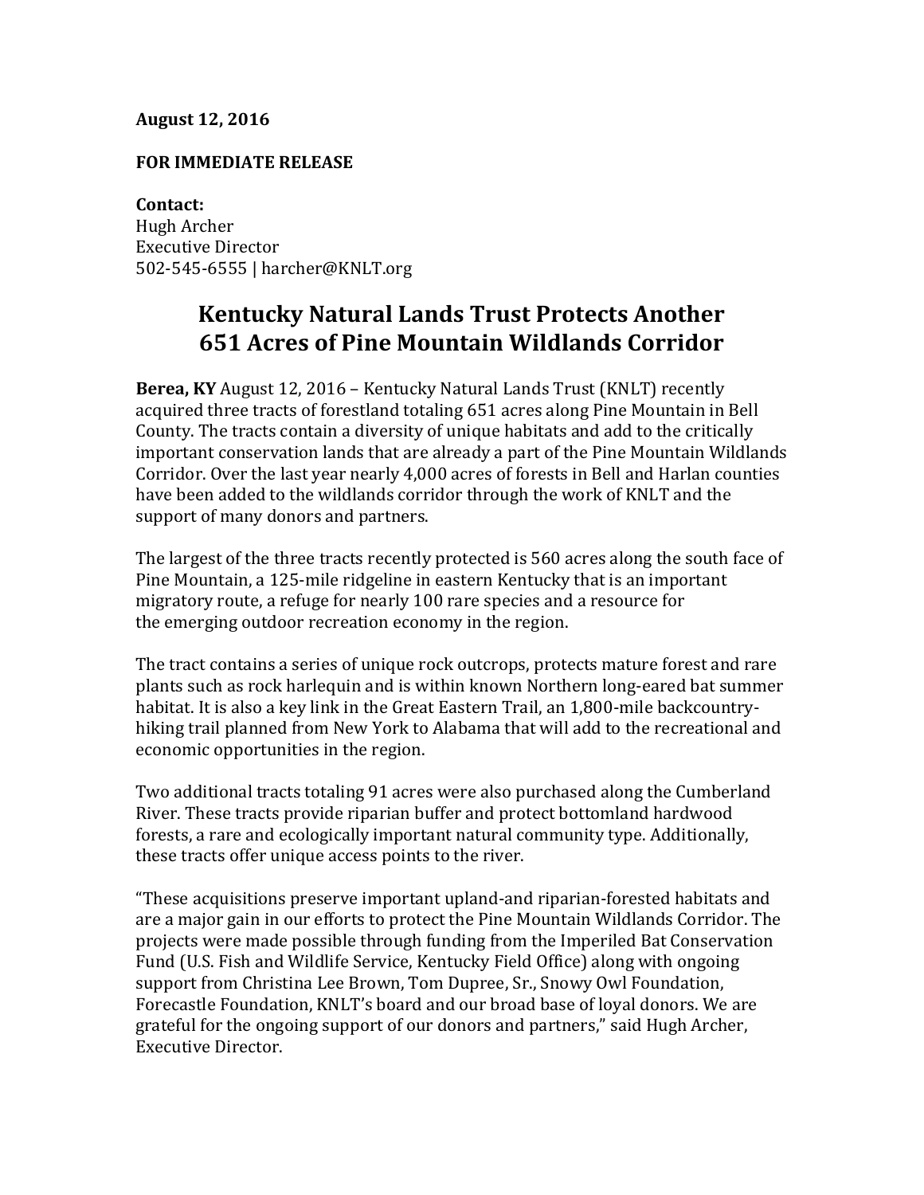**August 12, 2016**

**FOR IMMEDIATE RELEASE**

**Contact:**
Hugh Archer
Executive Director
502-545-6555 | harcher@KNLT.org

# Kentucky Natural Lands Trust Protects Another 651 Acres of Pine Mountain Wildlands Corridor

**Berea, KY** August 12, 2016 – Kentucky Natural Lands Trust (KNLT) recently acquired three tracts of forestland totaling 651 acres along Pine Mountain in Bell County. The tracts contain a diversity of unique habitats and add to the critically important conservation lands that are already a part of the Pine Mountain Wildlands Corridor. Over the last year nearly 4,000 acres of forests in Bell and Harlan counties have been added to the wildlands corridor through the work of KNLT and the support of many donors and partners.

The largest of the three tracts recently protected is 560 acres along the south face of Pine Mountain, a 125-mile ridgeline in eastern Kentucky that is an important migratory route, a refuge for nearly 100 rare species and a resource for the emerging outdoor recreation economy in the region.

The tract contains a series of unique rock outcrops, protects mature forest and rare plants such as rock harlequin and is within known Northern long-eared bat summer habitat. It is also a key link in the Great Eastern Trail, an 1,800-mile backcountry-hiking trail planned from New York to Alabama that will add to the recreational and economic opportunities in the region.

Two additional tracts totaling 91 acres were also purchased along the Cumberland River. These tracts provide riparian buffer and protect bottomland hardwood forests, a rare and ecologically important natural community type. Additionally, these tracts offer unique access points to the river.

"These acquisitions preserve important upland-and riparian-forested habitats and are a major gain in our efforts to protect the Pine Mountain Wildlands Corridor. The projects were made possible through funding from the Imperiled Bat Conservation Fund (U.S. Fish and Wildlife Service, Kentucky Field Office) along with ongoing support from Christina Lee Brown, Tom Dupree, Sr., Snowy Owl Foundation, Forecastle Foundation, KNLT's board and our broad base of loyal donors. We are grateful for the ongoing support of our donors and partners," said Hugh Archer, Executive Director.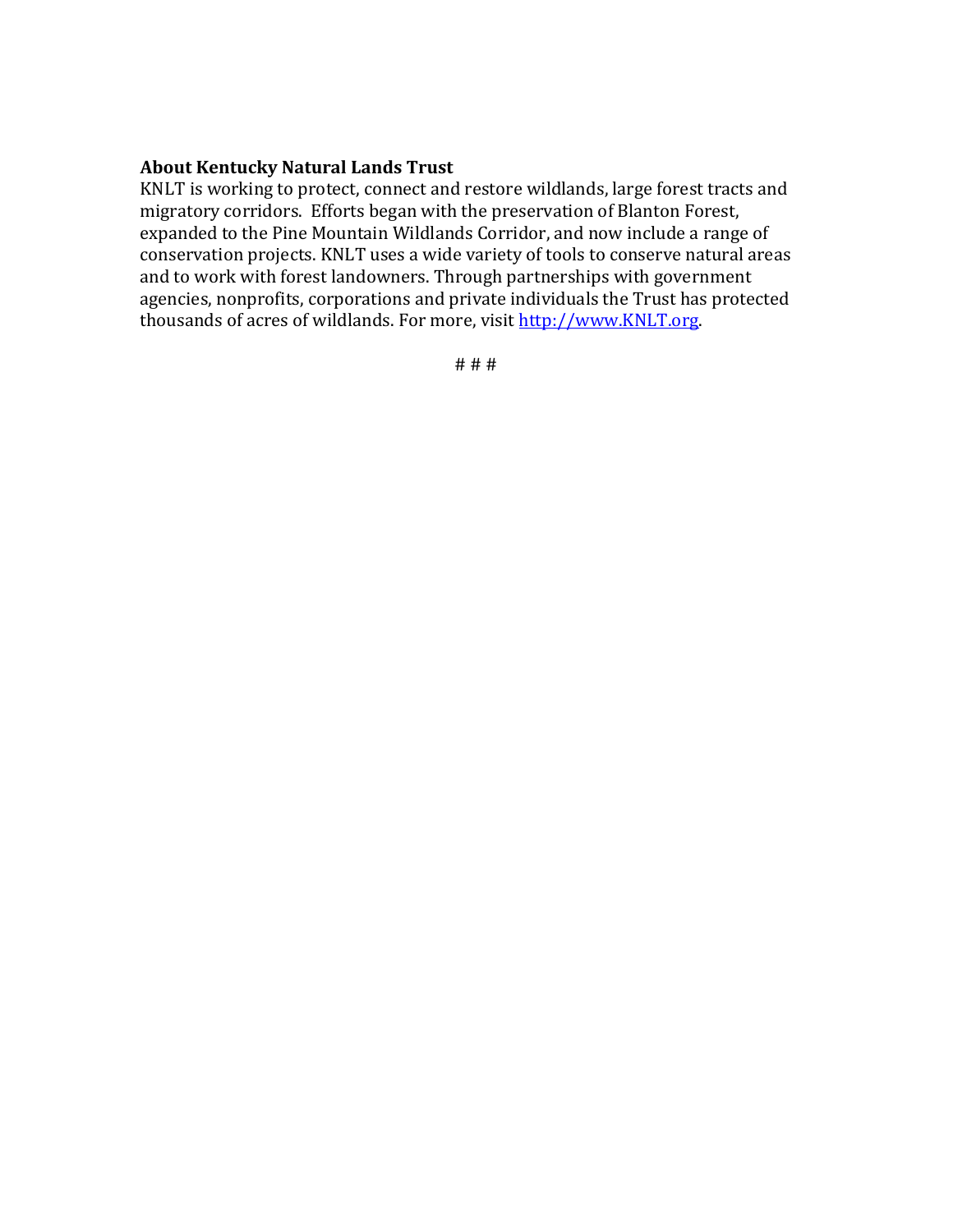**About Kentucky Natural Lands Trust**
KNLT is working to protect, connect and restore wildlands, large forest tracts and migratory corridors. Efforts began with the preservation of Blanton Forest, expanded to the Pine Mountain Wildlands Corridor, and now include a range of conservation projects. KNLT uses a wide variety of tools to conserve natural areas and to work with forest landowners. Through partnerships with government agencies, nonprofits, corporations and private individuals the Trust has protected thousands of acres of wildlands. For more, visit http://www.KNLT.org.

# # #